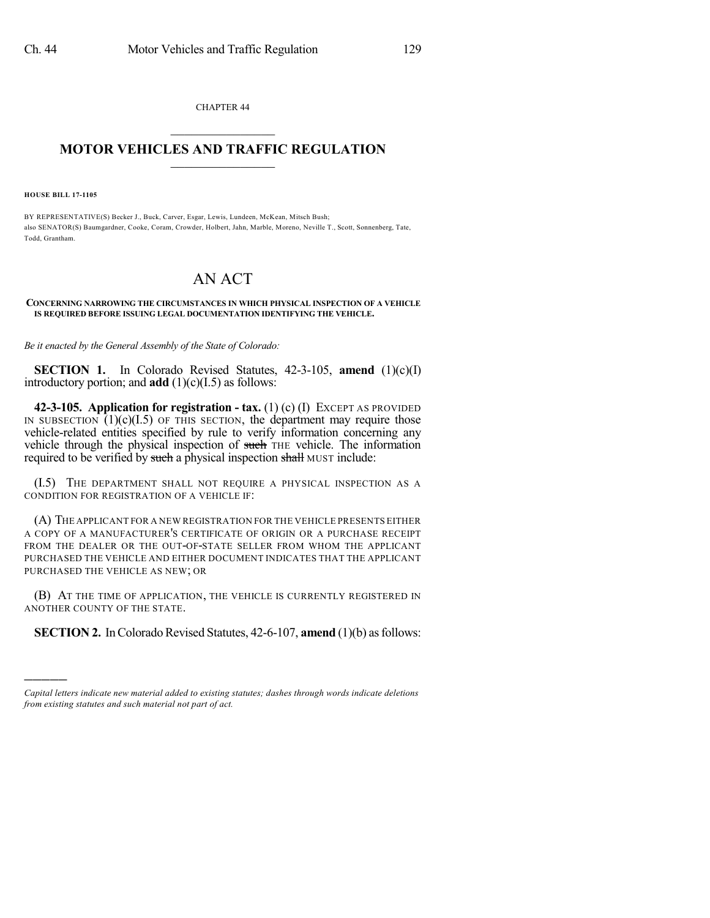CHAPTER 44

# MOTOR VEHICLES AND TRAFFIC REGULATION

**HOUSE BILL 17-1105**

BY REPRESENTATIVE(S) Becker J., Buck, Carver, Esgar, Lewis, Lundeen, McKean, Mitsch Bush;
also SENATOR(S) Baumgardner, Cooke, Coram, Crowder, Holbert, Jahn, Marble, Moreno, Neville T., Scott, Sonnenberg, Tate, Todd, Grantham.

# AN ACT

**CONCERNING NARROWING THE CIRCUMSTANCES IN WHICH PHYSICAL INSPECTION OF A VEHICLE IS REQUIRED BEFORE ISSUING LEGAL DOCUMENTATION IDENTIFYING THE VEHICLE.**

*Be it enacted by the General Assembly of the State of Colorado:*

**SECTION 1.** In Colorado Revised Statutes, 42-3-105, **amend** (1)(c)(I) introductory portion; and **add** (1)(c)(I.5) as follows:

**42-3-105. Application for registration - tax.** (1) (c) (I) EXCEPT AS PROVIDED IN SUBSECTION (1)(c)(I.5) OF THIS SECTION, the department may require those vehicle-related entities specified by rule to verify information concerning any vehicle through the physical inspection of ~~such~~ THE vehicle. The information required to be verified by ~~such~~ a physical inspection ~~shall~~ MUST include:

(I.5) THE DEPARTMENT SHALL NOT REQUIRE A PHYSICAL INSPECTION AS A CONDITION FOR REGISTRATION OF A VEHICLE IF:

(A) THE APPLICANT FOR A NEW REGISTRATION FOR THE VEHICLE PRESENTS EITHER A COPY OF A MANUFACTURER'S CERTIFICATE OF ORIGIN OR A PURCHASE RECEIPT FROM THE DEALER OR THE OUT-OF-STATE SELLER FROM WHOM THE APPLICANT PURCHASED THE VEHICLE AND EITHER DOCUMENT INDICATES THAT THE APPLICANT PURCHASED THE VEHICLE AS NEW; OR

(B) AT THE TIME OF APPLICATION, THE VEHICLE IS CURRENTLY REGISTERED IN ANOTHER COUNTY OF THE STATE.

**SECTION 2.** In Colorado Revised Statutes, 42-6-107, **amend** (1)(b) as follows:

---

*Capital letters indicate new material added to existing statutes; dashes through words indicate deletions from existing statutes and such material not part of act.*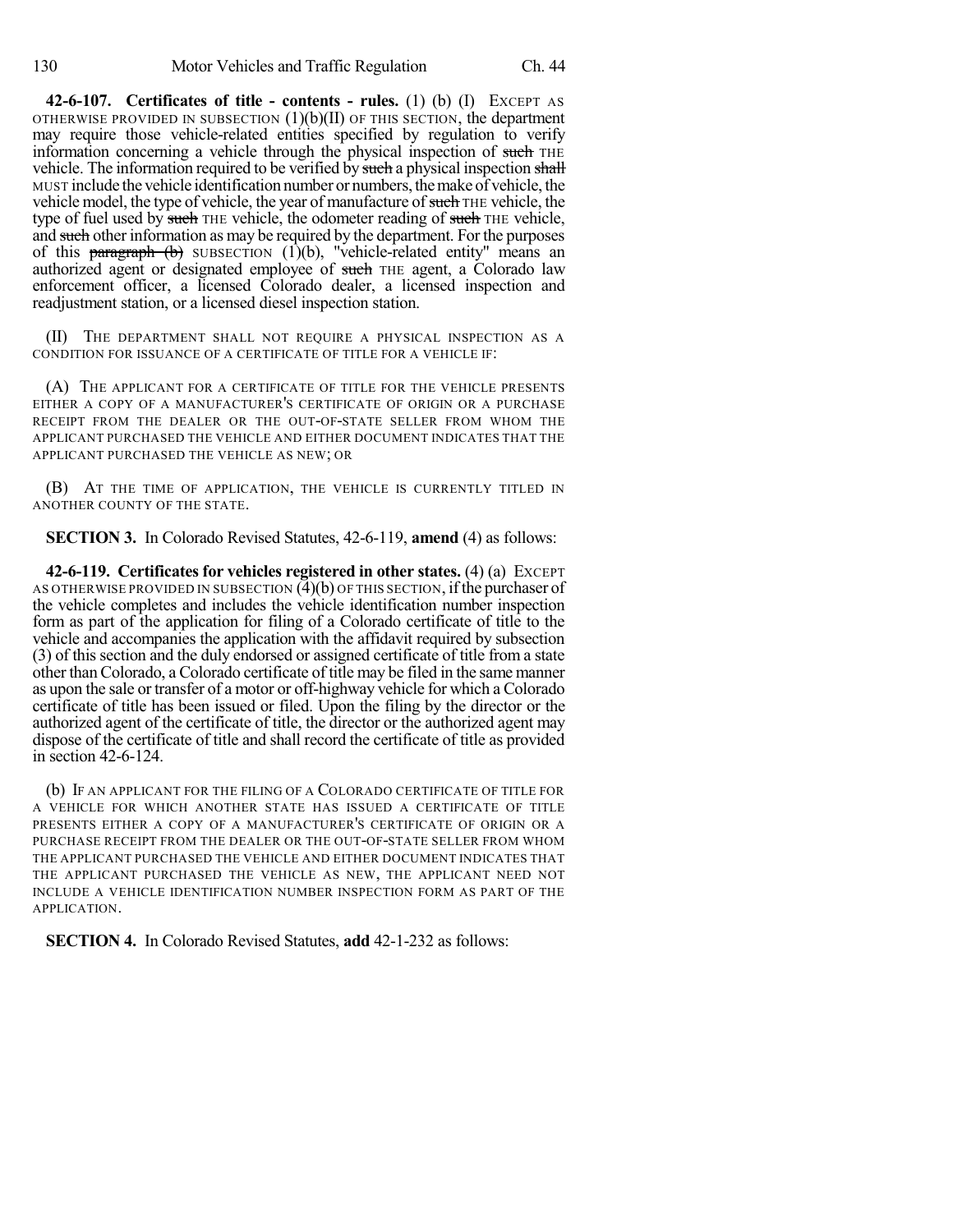**42-6-107. Certificates of title - contents - rules.** (1) (b) (I) EXCEPT AS OTHERWISE PROVIDED IN SUBSECTION (1)(b)(II) OF THIS SECTION, the department may require those vehicle-related entities specified by regulation to verify information concerning a vehicle through the physical inspection of ~~such~~ THE vehicle. The information required to be verified by ~~such~~ a physical inspection ~~shall~~ MUST include the vehicle identification number or numbers, the make of vehicle, the vehicle model, the type of vehicle, the year of manufacture of ~~such~~ THE vehicle, the type of fuel used by ~~such~~ THE vehicle, the odometer reading of ~~such~~ THE vehicle, and ~~such~~ other information as may be required by the department. For the purposes of this ~~paragraph (b)~~ SUBSECTION (1)(b), "vehicle-related entity" means an authorized agent or designated employee of ~~such~~ THE agent, a Colorado law enforcement officer, a licensed Colorado dealer, a licensed inspection and readjustment station, or a licensed diesel inspection station.

(II) THE DEPARTMENT SHALL NOT REQUIRE A PHYSICAL INSPECTION AS A CONDITION FOR ISSUANCE OF A CERTIFICATE OF TITLE FOR A VEHICLE IF:

(A) THE APPLICANT FOR A CERTIFICATE OF TITLE FOR THE VEHICLE PRESENTS EITHER A COPY OF A MANUFACTURER'S CERTIFICATE OF ORIGIN OR A PURCHASE RECEIPT FROM THE DEALER OR THE OUT-OF-STATE SELLER FROM WHOM THE APPLICANT PURCHASED THE VEHICLE AND EITHER DOCUMENT INDICATES THAT THE APPLICANT PURCHASED THE VEHICLE AS NEW; OR

(B) AT THE TIME OF APPLICATION, THE VEHICLE IS CURRENTLY TITLED IN ANOTHER COUNTY OF THE STATE.

**SECTION 3.** In Colorado Revised Statutes, 42-6-119, **amend** (4) as follows:

**42-6-119. Certificates for vehicles registered in other states.** (4) (a) EXCEPT AS OTHERWISE PROVIDED IN SUBSECTION (4)(b) OF THIS SECTION, if the purchaser of the vehicle completes and includes the vehicle identification number inspection form as part of the application for filing of a Colorado certificate of title to the vehicle and accompanies the application with the affidavit required by subsection (3) of this section and the duly endorsed or assigned certificate of title from a state other than Colorado, a Colorado certificate of title may be filed in the same manner as upon the sale or transfer of a motor or off-highway vehicle for which a Colorado certificate of title has been issued or filed. Upon the filing by the director or the authorized agent of the certificate of title, the director or the authorized agent may dispose of the certificate of title and shall record the certificate of title as provided in section 42-6-124.

(b) IF AN APPLICANT FOR THE FILING OF A COLORADO CERTIFICATE OF TITLE FOR A VEHICLE FOR WHICH ANOTHER STATE HAS ISSUED A CERTIFICATE OF TITLE PRESENTS EITHER A COPY OF A MANUFACTURER'S CERTIFICATE OF ORIGIN OR A PURCHASE RECEIPT FROM THE DEALER OR THE OUT-OF-STATE SELLER FROM WHOM THE APPLICANT PURCHASED THE VEHICLE AND EITHER DOCUMENT INDICATES THAT THE APPLICANT PURCHASED THE VEHICLE AS NEW, THE APPLICANT NEED NOT INCLUDE A VEHICLE IDENTIFICATION NUMBER INSPECTION FORM AS PART OF THE APPLICATION.

**SECTION 4.** In Colorado Revised Statutes, **add** 42-1-232 as follows: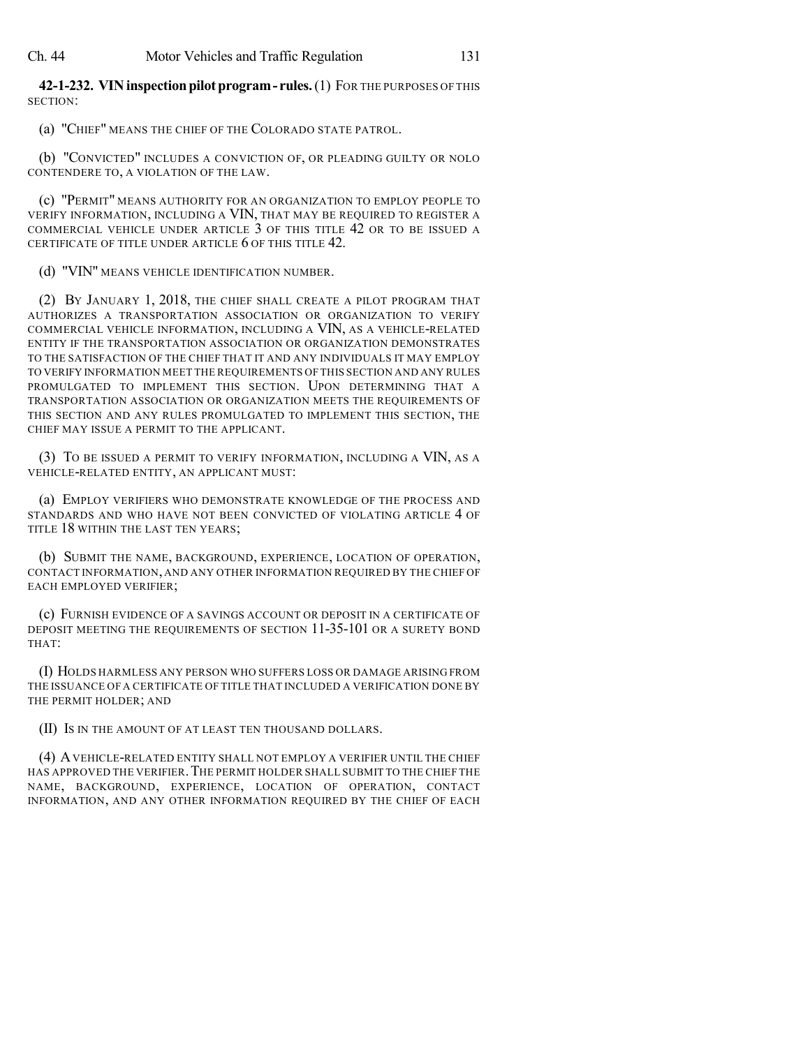**42-1-232. VIN inspection pilot program - rules.** (1) FOR THE PURPOSES OF THIS SECTION:

(a) "CHIEF" MEANS THE CHIEF OF THE COLORADO STATE PATROL.

(b) "CONVICTED" INCLUDES A CONVICTION OF, OR PLEADING GUILTY OR NOLO CONTENDERE TO, A VIOLATION OF THE LAW.

(c) "PERMIT" MEANS AUTHORITY FOR AN ORGANIZATION TO EMPLOY PEOPLE TO VERIFY INFORMATION, INCLUDING A VIN, THAT MAY BE REQUIRED TO REGISTER A COMMERCIAL VEHICLE UNDER ARTICLE 3 OF THIS TITLE 42 OR TO BE ISSUED A CERTIFICATE OF TITLE UNDER ARTICLE 6 OF THIS TITLE 42.

(d) "VIN" MEANS VEHICLE IDENTIFICATION NUMBER.

(2) BY JANUARY 1, 2018, THE CHIEF SHALL CREATE A PILOT PROGRAM THAT AUTHORIZES A TRANSPORTATION ASSOCIATION OR ORGANIZATION TO VERIFY COMMERCIAL VEHICLE INFORMATION, INCLUDING A VIN, AS A VEHICLE-RELATED ENTITY IF THE TRANSPORTATION ASSOCIATION OR ORGANIZATION DEMONSTRATES TO THE SATISFACTION OF THE CHIEF THAT IT AND ANY INDIVIDUALS IT MAY EMPLOY TO VERIFY INFORMATION MEET THE REQUIREMENTS OF THIS SECTION AND ANY RULES PROMULGATED TO IMPLEMENT THIS SECTION. UPON DETERMINING THAT A TRANSPORTATION ASSOCIATION OR ORGANIZATION MEETS THE REQUIREMENTS OF THIS SECTION AND ANY RULES PROMULGATED TO IMPLEMENT THIS SECTION, THE CHIEF MAY ISSUE A PERMIT TO THE APPLICANT.

(3) TO BE ISSUED A PERMIT TO VERIFY INFORMATION, INCLUDING A VIN, AS A VEHICLE-RELATED ENTITY, AN APPLICANT MUST:

(a) EMPLOY VERIFIERS WHO DEMONSTRATE KNOWLEDGE OF THE PROCESS AND STANDARDS AND WHO HAVE NOT BEEN CONVICTED OF VIOLATING ARTICLE 4 OF TITLE 18 WITHIN THE LAST TEN YEARS;

(b) SUBMIT THE NAME, BACKGROUND, EXPERIENCE, LOCATION OF OPERATION, CONTACT INFORMATION, AND ANY OTHER INFORMATION REQUIRED BY THE CHIEF OF EACH EMPLOYED VERIFIER;

(c) FURNISH EVIDENCE OF A SAVINGS ACCOUNT OR DEPOSIT IN A CERTIFICATE OF DEPOSIT MEETING THE REQUIREMENTS OF SECTION 11-35-101 OR A SURETY BOND THAT:

(I) HOLDS HARMLESS ANY PERSON WHO SUFFERS LOSS OR DAMAGE ARISING FROM THE ISSUANCE OF A CERTIFICATE OF TITLE THAT INCLUDED A VERIFICATION DONE BY THE PERMIT HOLDER; AND

(II) IS IN THE AMOUNT OF AT LEAST TEN THOUSAND DOLLARS.

(4) A VEHICLE-RELATED ENTITY SHALL NOT EMPLOY A VERIFIER UNTIL THE CHIEF HAS APPROVED THE VERIFIER. THE PERMIT HOLDER SHALL SUBMIT TO THE CHIEF THE NAME, BACKGROUND, EXPERIENCE, LOCATION OF OPERATION, CONTACT INFORMATION, AND ANY OTHER INFORMATION REQUIRED BY THE CHIEF OF EACH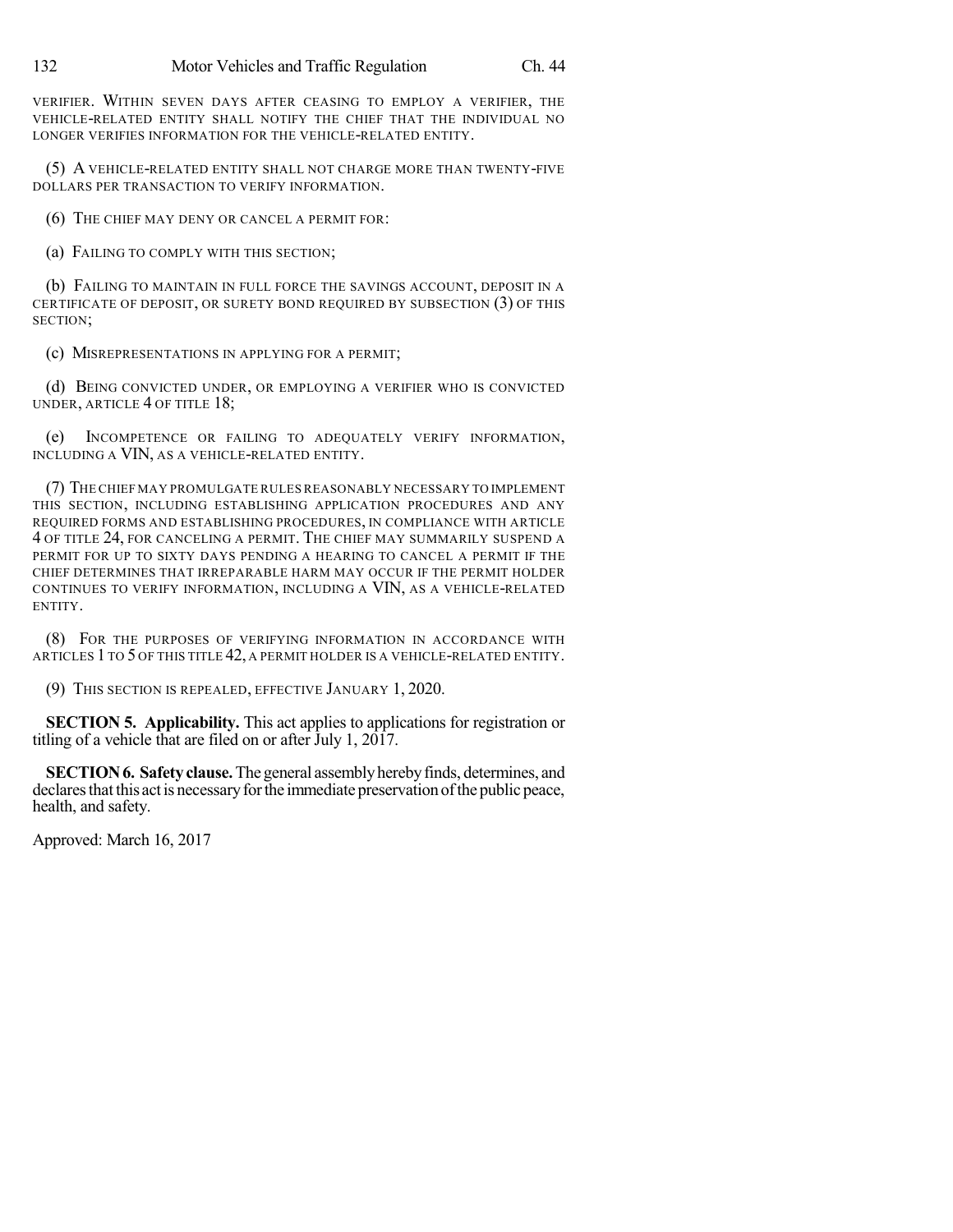VERIFIER. WITHIN SEVEN DAYS AFTER CEASING TO EMPLOY A VERIFIER, THE VEHICLE-RELATED ENTITY SHALL NOTIFY THE CHIEF THAT THE INDIVIDUAL NO LONGER VERIFIES INFORMATION FOR THE VEHICLE-RELATED ENTITY.

(5) A VEHICLE-RELATED ENTITY SHALL NOT CHARGE MORE THAN TWENTY-FIVE DOLLARS PER TRANSACTION TO VERIFY INFORMATION.

(6) THE CHIEF MAY DENY OR CANCEL A PERMIT FOR:

(a) FAILING TO COMPLY WITH THIS SECTION;

(b) FAILING TO MAINTAIN IN FULL FORCE THE SAVINGS ACCOUNT, DEPOSIT IN A CERTIFICATE OF DEPOSIT, OR SURETY BOND REQUIRED BY SUBSECTION (3) OF THIS SECTION;

(c) MISREPRESENTATIONS IN APPLYING FOR A PERMIT;

(d) BEING CONVICTED UNDER, OR EMPLOYING A VERIFIER WHO IS CONVICTED UNDER, ARTICLE 4 OF TITLE 18;

(e) INCOMPETENCE OR FAILING TO ADEQUATELY VERIFY INFORMATION, INCLUDING A VIN, AS A VEHICLE-RELATED ENTITY.

(7) THE CHIEF MAY PROMULGATE RULES REASONABLY NECESSARY TO IMPLEMENT THIS SECTION, INCLUDING ESTABLISHING APPLICATION PROCEDURES AND ANY REQUIRED FORMS AND ESTABLISHING PROCEDURES, IN COMPLIANCE WITH ARTICLE 4 OF TITLE 24, FOR CANCELING A PERMIT. THE CHIEF MAY SUMMARILY SUSPEND A PERMIT FOR UP TO SIXTY DAYS PENDING A HEARING TO CANCEL A PERMIT IF THE CHIEF DETERMINES THAT IRREPARABLE HARM MAY OCCUR IF THE PERMIT HOLDER CONTINUES TO VERIFY INFORMATION, INCLUDING A VIN, AS A VEHICLE-RELATED ENTITY.

(8) FOR THE PURPOSES OF VERIFYING INFORMATION IN ACCORDANCE WITH ARTICLES 1 TO 5 OF THIS TITLE 42, A PERMIT HOLDER IS A VEHICLE-RELATED ENTITY.

(9) THIS SECTION IS REPEALED, EFFECTIVE JANUARY 1, 2020.

**SECTION 5. Applicability.** This act applies to applications for registration or titling of a vehicle that are filed on or after July 1, 2017.

**SECTION 6. Safety clause.** The general assembly hereby finds, determines, and declares that this act is necessary for the immediate preservation of the public peace, health, and safety.

Approved: March 16, 2017